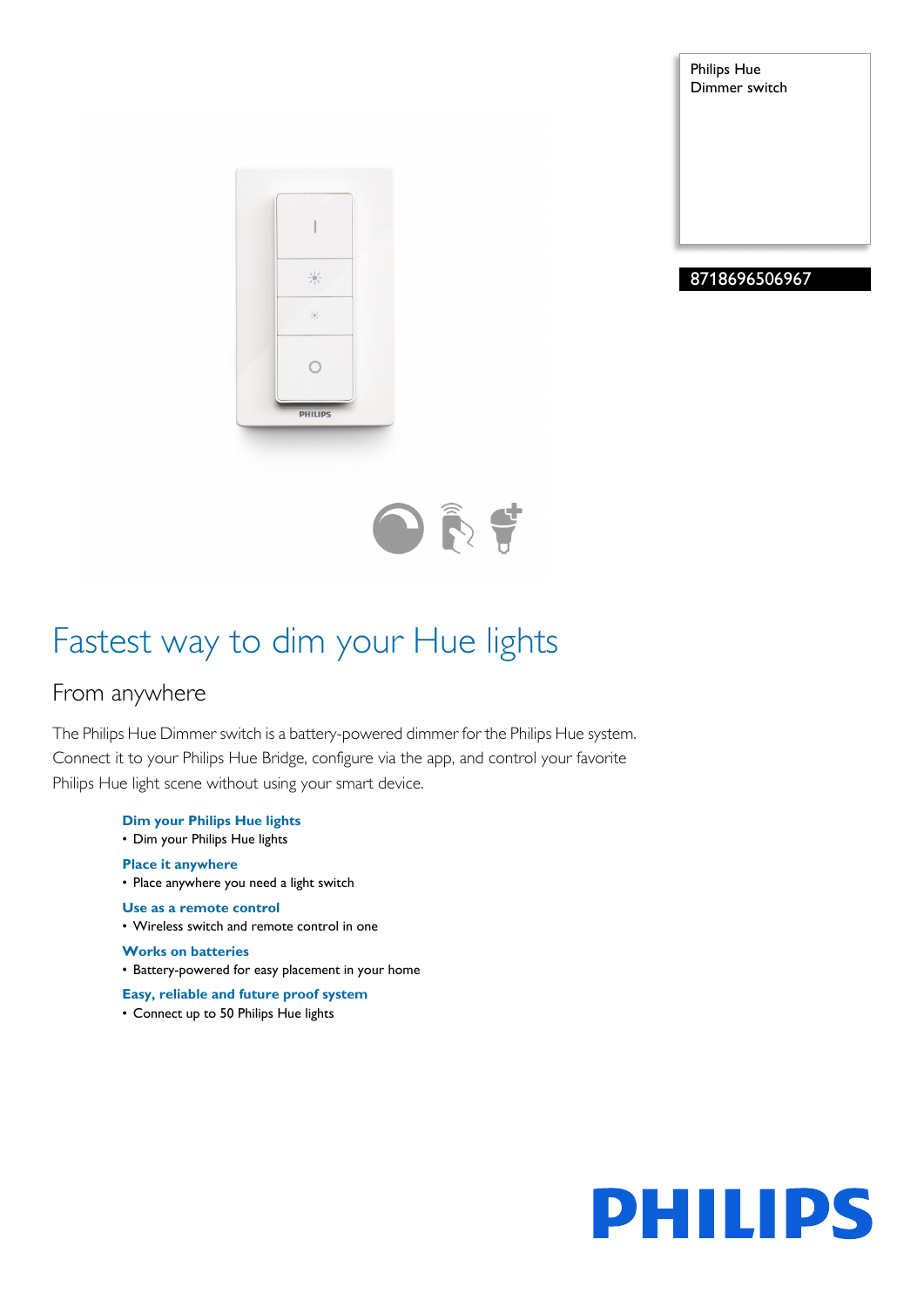Philips Hue
Dimmer switch

8718696506967

# Fastest way to dim your Hue lights

## From anywhere

The Philips Hue Dimmer switch is a battery-powered dimmer for the Philips Hue system. Connect it to your Philips Hue Bridge, configure via the app, and control your favorite Philips Hue light scene without using your smart device.

**Dim your Philips Hue lights**

- Dim your Philips Hue lights

**Place it anywhere**

- Place anywhere you need a light switch

**Use as a remote control**

- Wireless switch and remote control in one

**Works on batteries**

- Battery-powered for easy placement in your home

**Easy, reliable and future proof system**

- Connect up to 50 Philips Hue lights

PHILIPS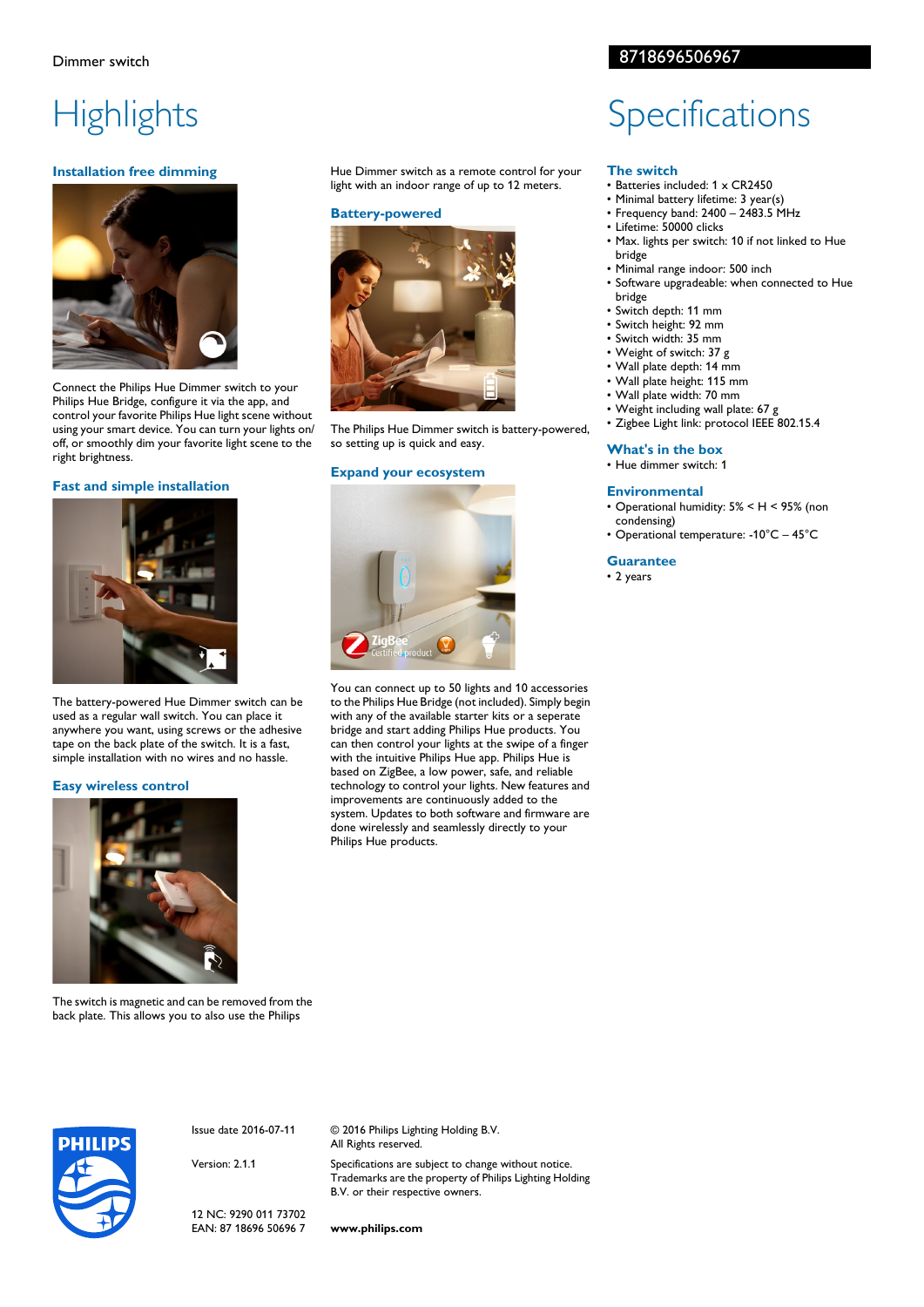Dimmer switch

8718696506967

# Highlights

### Installation free dimming

Connect the Philips Hue Dimmer switch to your Philips Hue Bridge, configure it via the app, and control your favorite Philips Hue light scene without using your smart device. You can turn your lights on/off, or smoothly dim your favorite light scene to the right brightness.

### Fast and simple installation

The battery-powered Hue Dimmer switch can be used as a regular wall switch. You can place it anywhere you want, using screws or the adhesive tape on the back plate of the switch. It is a fast, simple installation with no wires and no hassle.

### Easy wireless control

The switch is magnetic and can be removed from the back plate. This allows you to also use the Philips Hue Dimmer switch as a remote control for your light with an indoor range of up to 12 meters.

### Battery-powered

The Philips Hue Dimmer switch is battery-powered, so setting up is quick and easy.

### Expand your ecosystem

You can connect up to 50 lights and 10 accessories to the Philips Hue Bridge (not included). Simply begin with any of the available starter kits or a seperate bridge and start adding Philips Hue products. You can then control your lights at the swipe of a finger with the intuitive Philips Hue app. Philips Hue is based on ZigBee, a low power, safe, and reliable technology to control your lights. New features and improvements are continuously added to the system. Updates to both software and firmware are done wirelessly and seamlessly directly to your Philips Hue products.

# Specifications

### The switch

- Batteries included: 1 x CR2450
- Minimal battery lifetime: 3 year(s)
- Frequency band: 2400 – 2483.5 MHz
- Lifetime: 50000 clicks
- Max. lights per switch: 10 if not linked to Hue bridge
- Minimal range indoor: 500 inch
- Software upgradeable: when connected to Hue bridge
- Switch depth: 11 mm
- Switch height: 92 mm
- Switch width: 35 mm
- Weight of switch: 37 g
- Wall plate depth: 14 mm
- Wall plate height: 115 mm
- Wall plate width: 70 mm
- Weight including wall plate: 67 g
- Zigbee Light link: protocol IEEE 802.15.4

### What's in the box

- Hue dimmer switch: 1

### Environmental

- Operational humidity: 5% < H < 95% (non condensing)
- Operational temperature: -10°C – 45°C

### Guarantee

- 2 years

Issue date 2016-07-11

Version: 2.1.1

12 NC: 9290 011 73702
EAN: 87 18696 50696 7

© 2016 Philips Lighting Holding B.V.
All Rights reserved.

Specifications are subject to change without notice. Trademarks are the property of Philips Lighting Holding B.V. or their respective owners.

**www.philips.com**